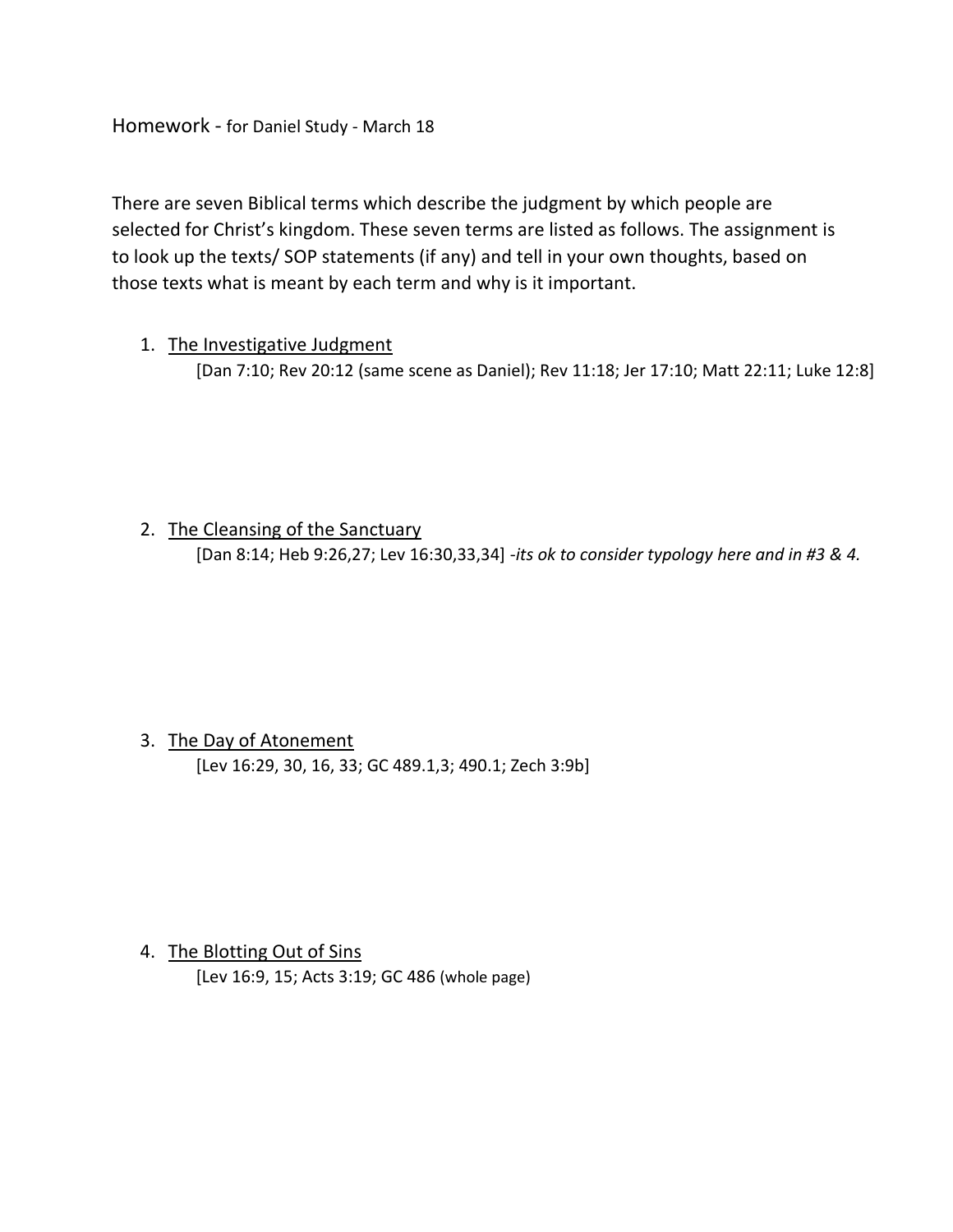Homework - for Daniel Study - March 18

There are seven Biblical terms which describe the judgment by which people are selected for Christ's kingdom. These seven terms are listed as follows. The assignment is to look up the texts/ SOP statements (if any) and tell in your own thoughts, based on those texts what is meant by each term and why is it important.

1. <u>The Investigative Judgment</u>

   [Dan 7:10; Rev 20:12 (same scene as Daniel); Rev 11:18; Jer 17:10; Matt 22:11; Luke 12:8]

2. <u>The Cleansing of the Sanctuary</u>

   [Dan 8:14; Heb 9:26,27; Lev 16:30,33,34] *-its ok to consider typology here and in #3 & 4.*

3. <u>The Day of Atonement</u>

   [Lev 16:29, 30, 16, 33; GC 489.1,3; 490.1; Zech 3:9b]

4. <u>The Blotting Out of Sins</u>

   [Lev 16:9, 15; Acts 3:19; GC 486 (whole page)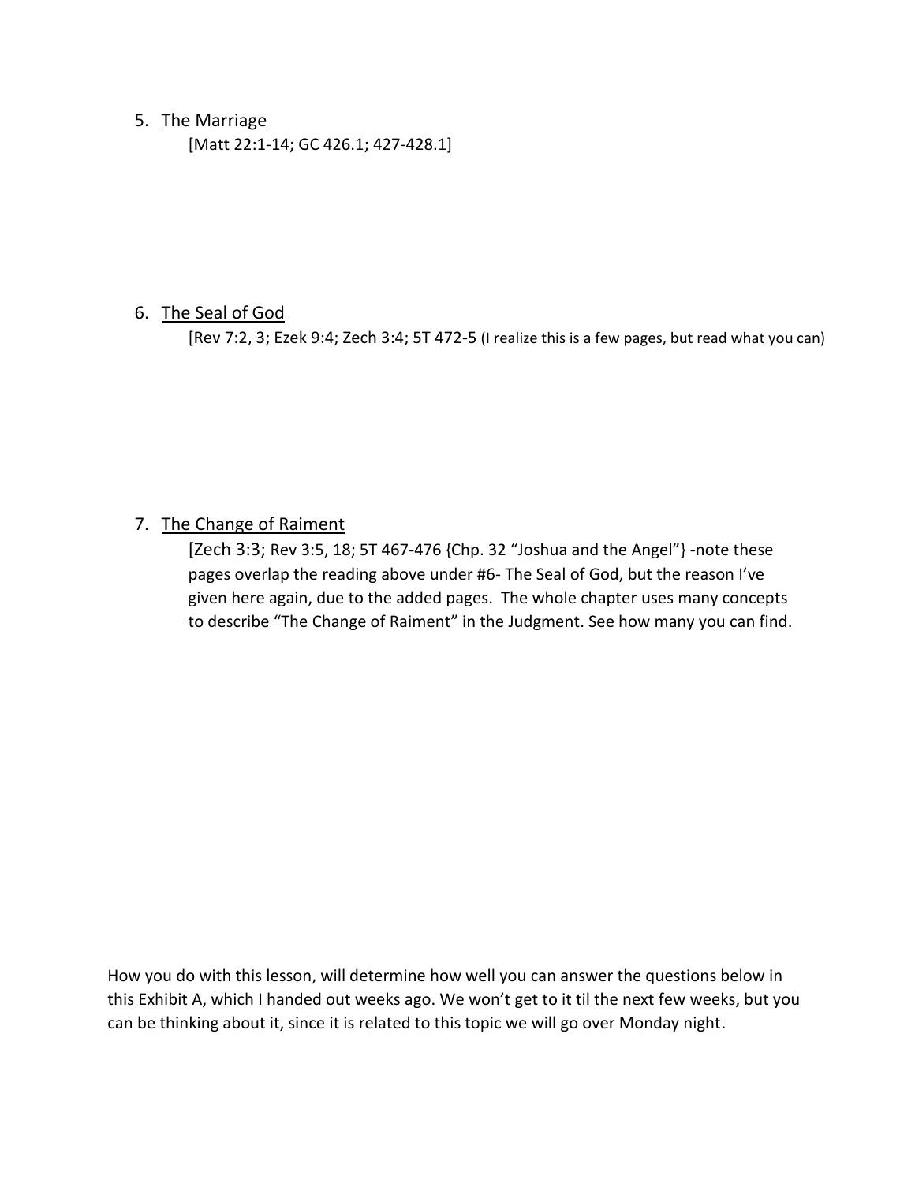5. <u>The Marriage</u>

   [Matt 22:1-14; GC 426.1; 427-428.1]

6. <u>The Seal of God</u>

   [Rev 7:2, 3; Ezek 9:4; Zech 3:4; 5T 472-5 (I realize this is a few pages, but read what you can)

7. <u>The Change of Raiment</u>

   [Zech 3:3; Rev 3:5, 18; 5T 467-476 {Chp. 32 "Joshua and the Angel"} -note these pages overlap the reading above under #6- The Seal of God, but the reason I've given here again, due to the added pages. The whole chapter uses many concepts to describe "The Change of Raiment" in the Judgment. See how many you can find.

How you do with this lesson, will determine how well you can answer the questions below in this Exhibit A, which I handed out weeks ago. We won't get to it til the next few weeks, but you can be thinking about it, since it is related to this topic we will go over Monday night.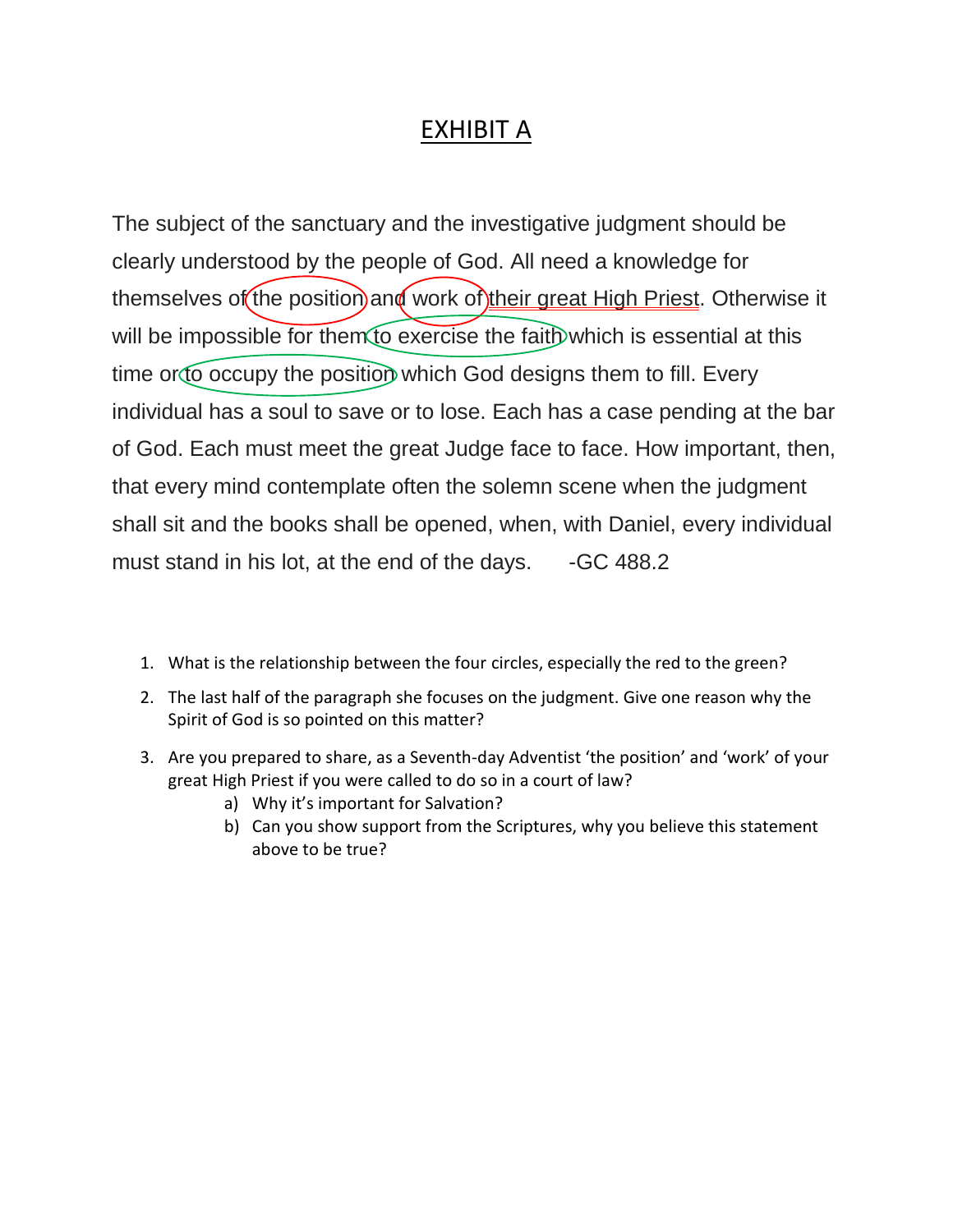# EXHIBIT A

The subject of the sanctuary and the investigative judgment should be clearly understood by the people of God. All need a knowledge for themselves of the position and work of their great High Priest. Otherwise it will be impossible for them to exercise the faith which is essential at this time or to occupy the position which God designs them to fill. Every individual has a soul to save or to lose. Each has a case pending at the bar of God. Each must meet the great Judge face to face. How important, then, that every mind contemplate often the solemn scene when the judgment shall sit and the books shall be opened, when, with Daniel, every individual must stand in his lot, at the end of the days. -GC 488.2

1. What is the relationship between the four circles, especially the red to the green?
2. The last half of the paragraph she focuses on the judgment. Give one reason why the Spirit of God is so pointed on this matter?
3. Are you prepared to share, as a Seventh-day Adventist 'the position' and 'work' of your great High Priest if you were called to do so in a court of law?
   a) Why it's important for Salvation?
   b) Can you show support from the Scriptures, why you believe this statement above to be true?